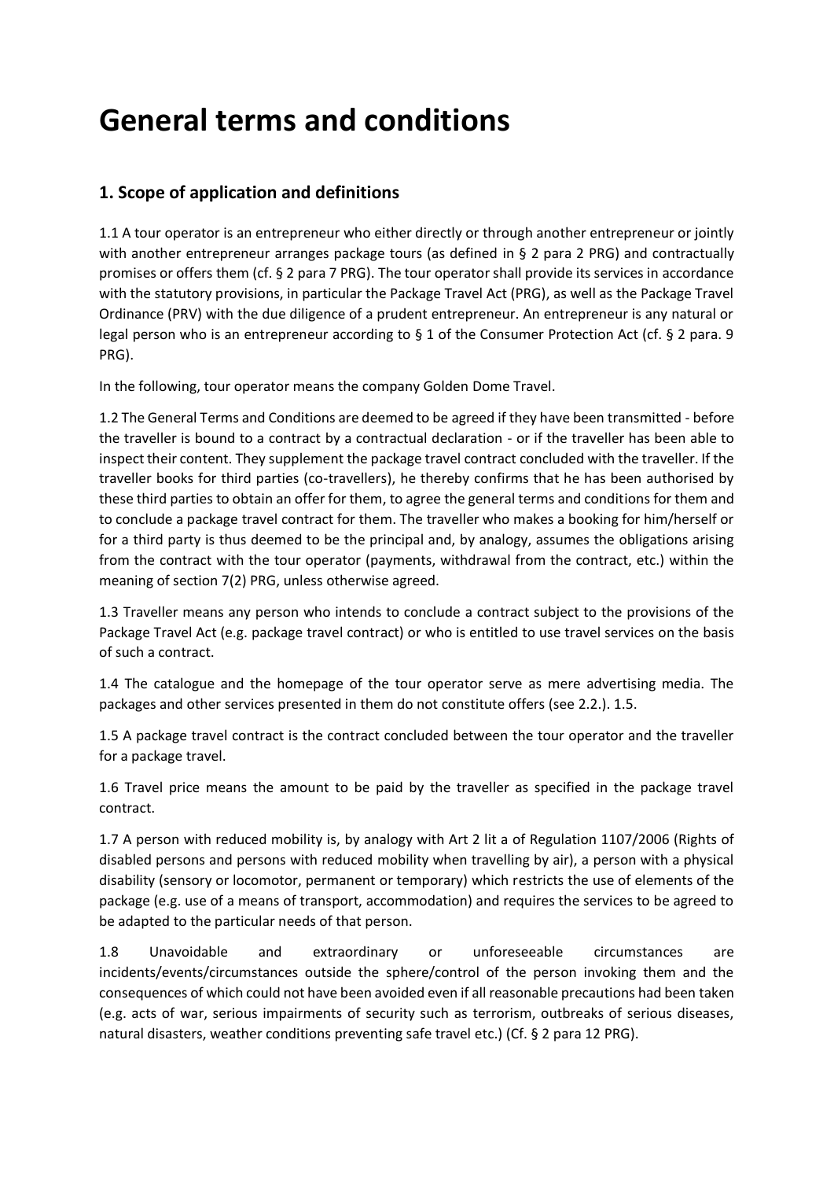# General terms and conditions

## 1. Scope of application and definitions

1.1 A tour operator is an entrepreneur who either directly or through another entrepreneur or jointly with another entrepreneur arranges package tours (as defined in § 2 para 2 PRG) and contractually promises or offers them (cf. § 2 para 7 PRG). The tour operator shall provide its services in accordance with the statutory provisions, in particular the Package Travel Act (PRG), as well as the Package Travel Ordinance (PRV) with the due diligence of a prudent entrepreneur. An entrepreneur is any natural or legal person who is an entrepreneur according to § 1 of the Consumer Protection Act (cf. § 2 para. 9 PRG).

In the following, tour operator means the company Golden Dome Travel.

1.2 The General Terms and Conditions are deemed to be agreed if they have been transmitted - before the traveller is bound to a contract by a contractual declaration - or if the traveller has been able to inspect their content. They supplement the package travel contract concluded with the traveller. If the traveller books for third parties (co-travellers), he thereby confirms that he has been authorised by these third parties to obtain an offer for them, to agree the general terms and conditions for them and to conclude a package travel contract for them. The traveller who makes a booking for him/herself or for a third party is thus deemed to be the principal and, by analogy, assumes the obligations arising from the contract with the tour operator (payments, withdrawal from the contract, etc.) within the meaning of section 7(2) PRG, unless otherwise agreed.

1.3 Traveller means any person who intends to conclude a contract subject to the provisions of the Package Travel Act (e.g. package travel contract) or who is entitled to use travel services on the basis of such a contract.

1.4 The catalogue and the homepage of the tour operator serve as mere advertising media. The packages and other services presented in them do not constitute offers (see 2.2.). 1.5.

1.5 A package travel contract is the contract concluded between the tour operator and the traveller for a package travel.

1.6 Travel price means the amount to be paid by the traveller as specified in the package travel contract.

1.7 A person with reduced mobility is, by analogy with Art 2 lit a of Regulation 1107/2006 (Rights of disabled persons and persons with reduced mobility when travelling by air), a person with a physical disability (sensory or locomotor, permanent or temporary) which restricts the use of elements of the package (e.g. use of a means of transport, accommodation) and requires the services to be agreed to be adapted to the particular needs of that person.

1.8 Unavoidable and extraordinary or unforeseeable circumstances are incidents/events/circumstances outside the sphere/control of the person invoking them and the consequences of which could not have been avoided even if all reasonable precautions had been taken (e.g. acts of war, serious impairments of security such as terrorism, outbreaks of serious diseases, natural disasters, weather conditions preventing safe travel etc.) (Cf. § 2 para 12 PRG).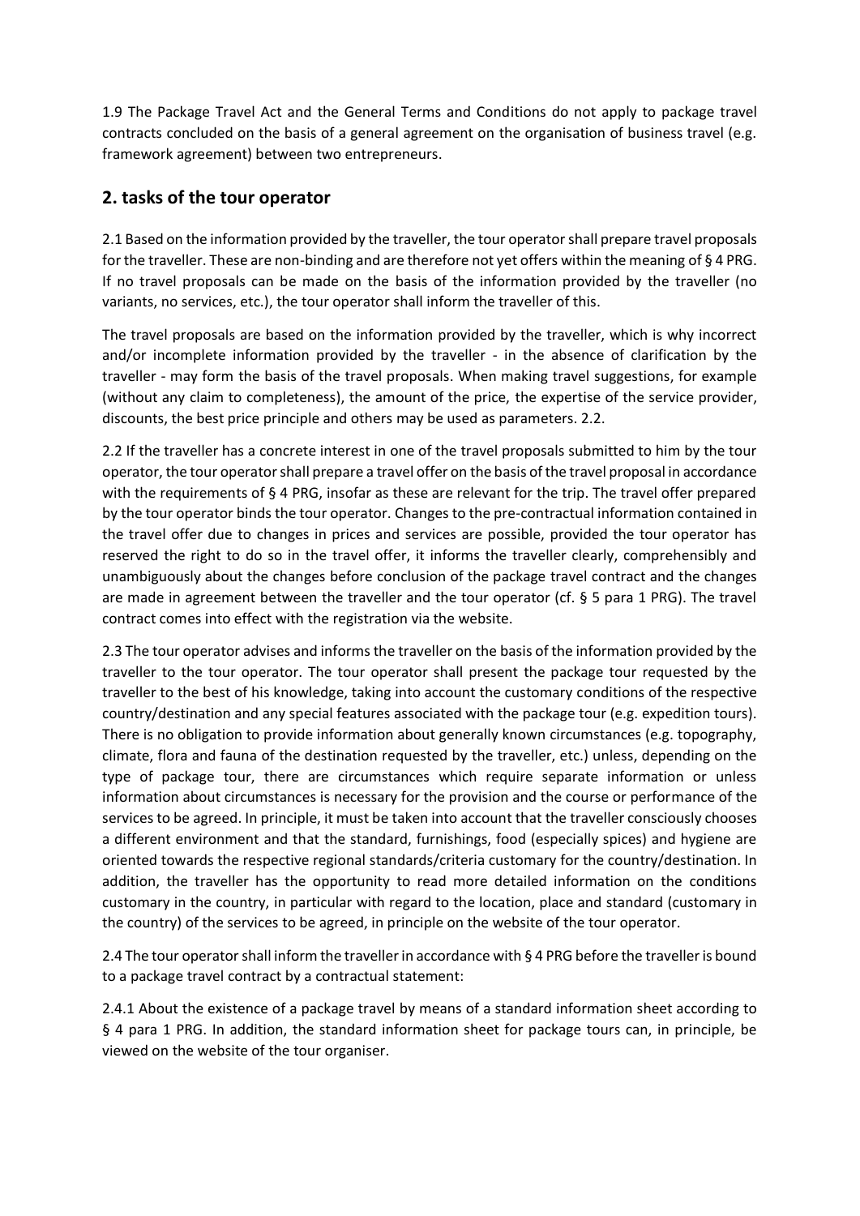1.9 The Package Travel Act and the General Terms and Conditions do not apply to package travel contracts concluded on the basis of a general agreement on the organisation of business travel (e.g. framework agreement) between two entrepreneurs.

## 2. tasks of the tour operator

2.1 Based on the information provided by the traveller, the tour operator shall prepare travel proposals for the traveller. These are non-binding and are therefore not yet offers within the meaning of § 4 PRG. If no travel proposals can be made on the basis of the information provided by the traveller (no variants, no services, etc.), the tour operator shall inform the traveller of this.

The travel proposals are based on the information provided by the traveller, which is why incorrect and/or incomplete information provided by the traveller - in the absence of clarification by the traveller - may form the basis of the travel proposals. When making travel suggestions, for example (without any claim to completeness), the amount of the price, the expertise of the service provider, discounts, the best price principle and others may be used as parameters. 2.2.

2.2 If the traveller has a concrete interest in one of the travel proposals submitted to him by the tour operator, the tour operator shall prepare a travel offer on the basis of the travel proposal in accordance with the requirements of § 4 PRG, insofar as these are relevant for the trip. The travel offer prepared by the tour operator binds the tour operator. Changes to the pre-contractual information contained in the travel offer due to changes in prices and services are possible, provided the tour operator has reserved the right to do so in the travel offer, it informs the traveller clearly, comprehensibly and unambiguously about the changes before conclusion of the package travel contract and the changes are made in agreement between the traveller and the tour operator (cf. § 5 para 1 PRG). The travel contract comes into effect with the registration via the website.

2.3 The tour operator advises and informs the traveller on the basis of the information provided by the traveller to the tour operator. The tour operator shall present the package tour requested by the traveller to the best of his knowledge, taking into account the customary conditions of the respective country/destination and any special features associated with the package tour (e.g. expedition tours). There is no obligation to provide information about generally known circumstances (e.g. topography, climate, flora and fauna of the destination requested by the traveller, etc.) unless, depending on the type of package tour, there are circumstances which require separate information or unless information about circumstances is necessary for the provision and the course or performance of the services to be agreed. In principle, it must be taken into account that the traveller consciously chooses a different environment and that the standard, furnishings, food (especially spices) and hygiene are oriented towards the respective regional standards/criteria customary for the country/destination. In addition, the traveller has the opportunity to read more detailed information on the conditions customary in the country, in particular with regard to the location, place and standard (customary in the country) of the services to be agreed, in principle on the website of the tour operator.

2.4 The tour operator shall inform the traveller in accordance with § 4 PRG before the traveller is bound to a package travel contract by a contractual statement:

2.4.1 About the existence of a package travel by means of a standard information sheet according to § 4 para 1 PRG. In addition, the standard information sheet for package tours can, in principle, be viewed on the website of the tour organiser.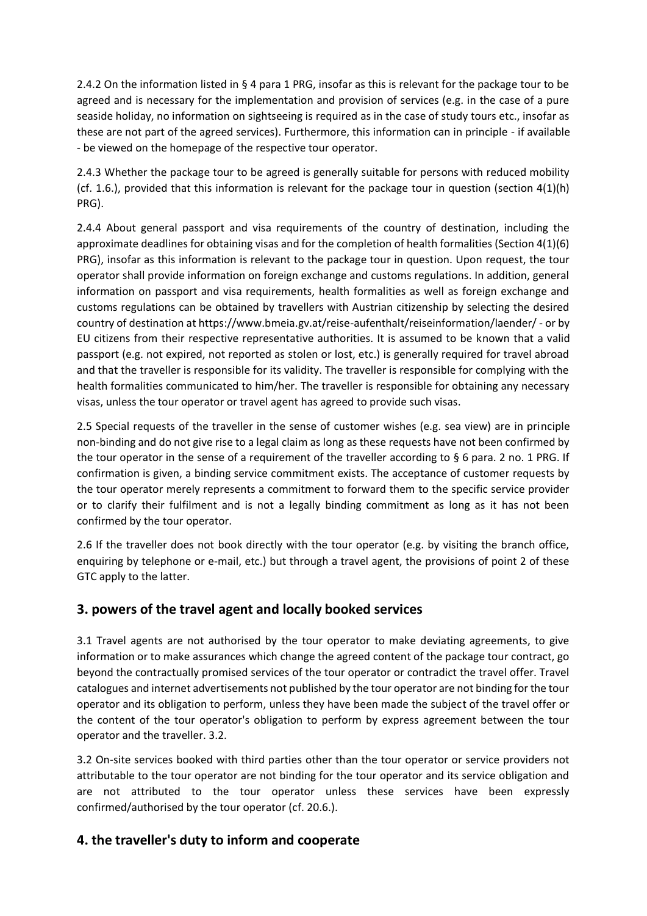2.4.2 On the information listed in § 4 para 1 PRG, insofar as this is relevant for the package tour to be agreed and is necessary for the implementation and provision of services (e.g. in the case of a pure seaside holiday, no information on sightseeing is required as in the case of study tours etc., insofar as these are not part of the agreed services). Furthermore, this information can in principle - if available - be viewed on the homepage of the respective tour operator.

2.4.3 Whether the package tour to be agreed is generally suitable for persons with reduced mobility (cf. 1.6.), provided that this information is relevant for the package tour in question (section 4(1)(h) PRG).

2.4.4 About general passport and visa requirements of the country of destination, including the approximate deadlines for obtaining visas and for the completion of health formalities (Section 4(1)(6) PRG), insofar as this information is relevant to the package tour in question. Upon request, the tour operator shall provide information on foreign exchange and customs regulations. In addition, general information on passport and visa requirements, health formalities as well as foreign exchange and customs regulations can be obtained by travellers with Austrian citizenship by selecting the desired country of destination at https://www.bmeia.gv.at/reise-aufenthalt/reiseinformation/laender/ - or by EU citizens from their respective representative authorities. It is assumed to be known that a valid passport (e.g. not expired, not reported as stolen or lost, etc.) is generally required for travel abroad and that the traveller is responsible for its validity. The traveller is responsible for complying with the health formalities communicated to him/her. The traveller is responsible for obtaining any necessary visas, unless the tour operator or travel agent has agreed to provide such visas.

2.5 Special requests of the traveller in the sense of customer wishes (e.g. sea view) are in principle non-binding and do not give rise to a legal claim as long as these requests have not been confirmed by the tour operator in the sense of a requirement of the traveller according to § 6 para. 2 no. 1 PRG. If confirmation is given, a binding service commitment exists. The acceptance of customer requests by the tour operator merely represents a commitment to forward them to the specific service provider or to clarify their fulfilment and is not a legally binding commitment as long as it has not been confirmed by the tour operator.

2.6 If the traveller does not book directly with the tour operator (e.g. by visiting the branch office, enquiring by telephone or e-mail, etc.) but through a travel agent, the provisions of point 2 of these GTC apply to the latter.

## 3. powers of the travel agent and locally booked services

3.1 Travel agents are not authorised by the tour operator to make deviating agreements, to give information or to make assurances which change the agreed content of the package tour contract, go beyond the contractually promised services of the tour operator or contradict the travel offer. Travel catalogues and internet advertisements not published by the tour operator are not binding for the tour operator and its obligation to perform, unless they have been made the subject of the travel offer or the content of the tour operator's obligation to perform by express agreement between the tour operator and the traveller. 3.2.

3.2 On-site services booked with third parties other than the tour operator or service providers not attributable to the tour operator are not binding for the tour operator and its service obligation and are not attributed to the tour operator unless these services have been expressly confirmed/authorised by the tour operator (cf. 20.6.).

## 4. the traveller's duty to inform and cooperate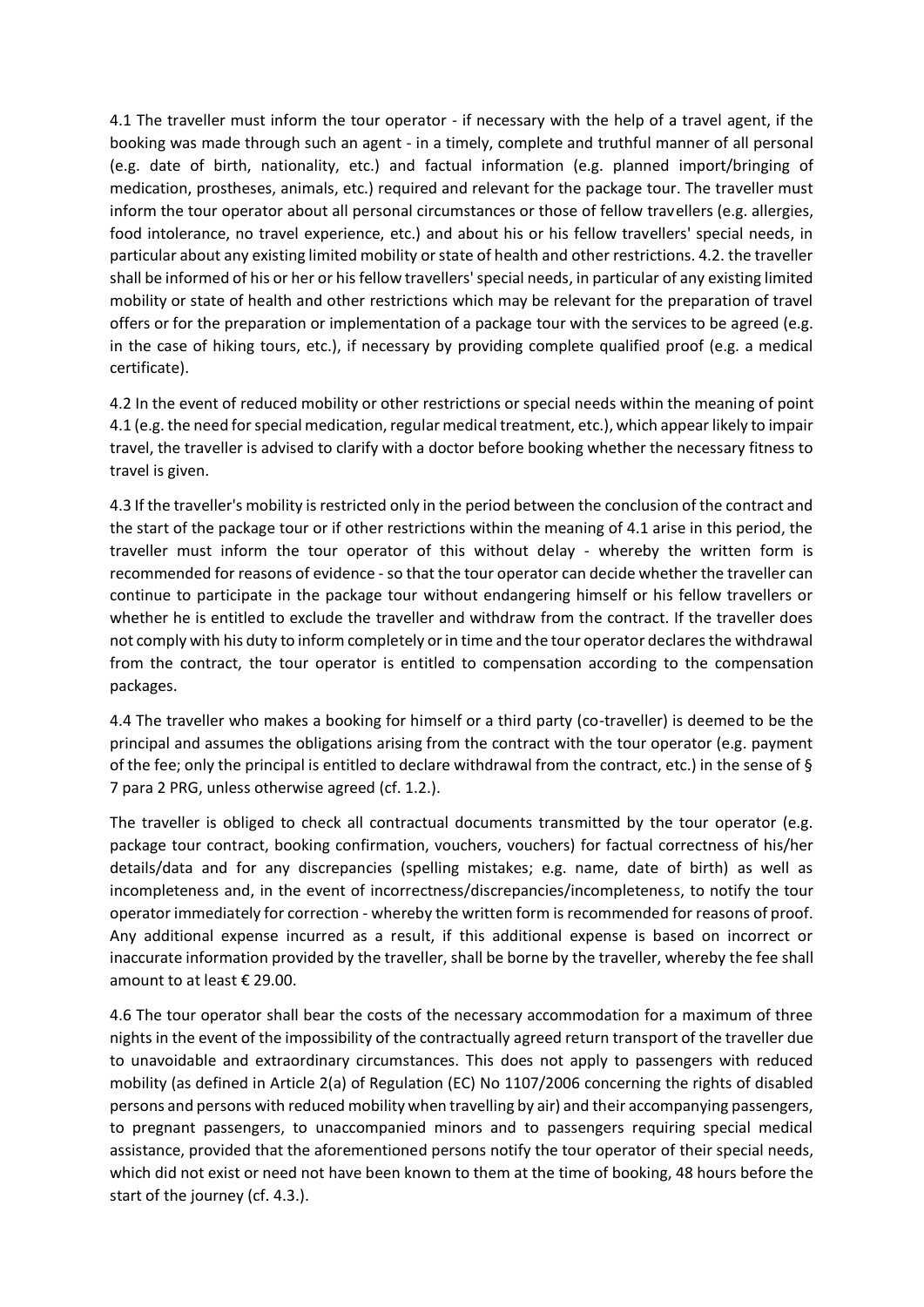4.1 The traveller must inform the tour operator - if necessary with the help of a travel agent, if the booking was made through such an agent - in a timely, complete and truthful manner of all personal (e.g. date of birth, nationality, etc.) and factual information (e.g. planned import/bringing of medication, prostheses, animals, etc.) required and relevant for the package tour. The traveller must inform the tour operator about all personal circumstances or those of fellow travellers (e.g. allergies, food intolerance, no travel experience, etc.) and about his or his fellow travellers' special needs, in particular about any existing limited mobility or state of health and other restrictions. 4.2. the traveller shall be informed of his or her or his fellow travellers' special needs, in particular of any existing limited mobility or state of health and other restrictions which may be relevant for the preparation of travel offers or for the preparation or implementation of a package tour with the services to be agreed (e.g. in the case of hiking tours, etc.), if necessary by providing complete qualified proof (e.g. a medical certificate).

4.2 In the event of reduced mobility or other restrictions or special needs within the meaning of point 4.1 (e.g. the need for special medication, regular medical treatment, etc.), which appear likely to impair travel, the traveller is advised to clarify with a doctor before booking whether the necessary fitness to travel is given.

4.3 If the traveller's mobility is restricted only in the period between the conclusion of the contract and the start of the package tour or if other restrictions within the meaning of 4.1 arise in this period, the traveller must inform the tour operator of this without delay - whereby the written form is recommended for reasons of evidence - so that the tour operator can decide whether the traveller can continue to participate in the package tour without endangering himself or his fellow travellers or whether he is entitled to exclude the traveller and withdraw from the contract. If the traveller does not comply with his duty to inform completely or in time and the tour operator declares the withdrawal from the contract, the tour operator is entitled to compensation according to the compensation packages.

4.4 The traveller who makes a booking for himself or a third party (co-traveller) is deemed to be the principal and assumes the obligations arising from the contract with the tour operator (e.g. payment of the fee; only the principal is entitled to declare withdrawal from the contract, etc.) in the sense of § 7 para 2 PRG, unless otherwise agreed (cf. 1.2.).

The traveller is obliged to check all contractual documents transmitted by the tour operator (e.g. package tour contract, booking confirmation, vouchers, vouchers) for factual correctness of his/her details/data and for any discrepancies (spelling mistakes; e.g. name, date of birth) as well as incompleteness and, in the event of incorrectness/discrepancies/incompleteness, to notify the tour operator immediately for correction - whereby the written form is recommended for reasons of proof. Any additional expense incurred as a result, if this additional expense is based on incorrect or inaccurate information provided by the traveller, shall be borne by the traveller, whereby the fee shall amount to at least € 29.00.

4.6 The tour operator shall bear the costs of the necessary accommodation for a maximum of three nights in the event of the impossibility of the contractually agreed return transport of the traveller due to unavoidable and extraordinary circumstances. This does not apply to passengers with reduced mobility (as defined in Article 2(a) of Regulation (EC) No 1107/2006 concerning the rights of disabled persons and persons with reduced mobility when travelling by air) and their accompanying passengers, to pregnant passengers, to unaccompanied minors and to passengers requiring special medical assistance, provided that the aforementioned persons notify the tour operator of their special needs, which did not exist or need not have been known to them at the time of booking, 48 hours before the start of the journey (cf. 4.3.).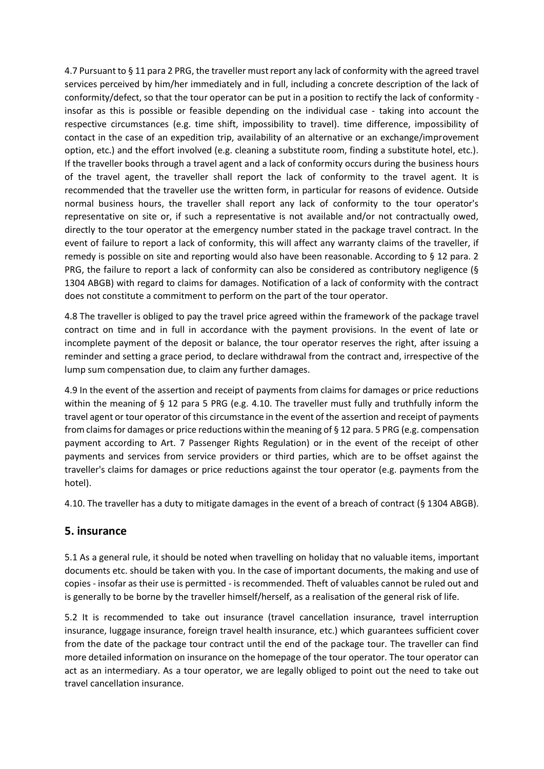4.7 Pursuant to § 11 para 2 PRG, the traveller must report any lack of conformity with the agreed travel services perceived by him/her immediately and in full, including a concrete description of the lack of conformity/defect, so that the tour operator can be put in a position to rectify the lack of conformity - insofar as this is possible or feasible depending on the individual case - taking into account the respective circumstances (e.g. time shift, impossibility to travel). time difference, impossibility of contact in the case of an expedition trip, availability of an alternative or an exchange/improvement option, etc.) and the effort involved (e.g. cleaning a substitute room, finding a substitute hotel, etc.). If the traveller books through a travel agent and a lack of conformity occurs during the business hours of the travel agent, the traveller shall report the lack of conformity to the travel agent. It is recommended that the traveller use the written form, in particular for reasons of evidence. Outside normal business hours, the traveller shall report any lack of conformity to the tour operator's representative on site or, if such a representative is not available and/or not contractually owed, directly to the tour operator at the emergency number stated in the package travel contract. In the event of failure to report a lack of conformity, this will affect any warranty claims of the traveller, if remedy is possible on site and reporting would also have been reasonable. According to § 12 para. 2 PRG, the failure to report a lack of conformity can also be considered as contributory negligence (§ 1304 ABGB) with regard to claims for damages. Notification of a lack of conformity with the contract does not constitute a commitment to perform on the part of the tour operator.

4.8 The traveller is obliged to pay the travel price agreed within the framework of the package travel contract on time and in full in accordance with the payment provisions. In the event of late or incomplete payment of the deposit or balance, the tour operator reserves the right, after issuing a reminder and setting a grace period, to declare withdrawal from the contract and, irrespective of the lump sum compensation due, to claim any further damages.

4.9 In the event of the assertion and receipt of payments from claims for damages or price reductions within the meaning of § 12 para 5 PRG (e.g. 4.10. The traveller must fully and truthfully inform the travel agent or tour operator of this circumstance in the event of the assertion and receipt of payments from claims for damages or price reductions within the meaning of § 12 para. 5 PRG (e.g. compensation payment according to Art. 7 Passenger Rights Regulation) or in the event of the receipt of other payments and services from service providers or third parties, which are to be offset against the traveller's claims for damages or price reductions against the tour operator (e.g. payments from the hotel).

4.10. The traveller has a duty to mitigate damages in the event of a breach of contract (§ 1304 ABGB).

## 5. insurance

5.1 As a general rule, it should be noted when travelling on holiday that no valuable items, important documents etc. should be taken with you. In the case of important documents, the making and use of copies - insofar as their use is permitted - is recommended. Theft of valuables cannot be ruled out and is generally to be borne by the traveller himself/herself, as a realisation of the general risk of life.

5.2 It is recommended to take out insurance (travel cancellation insurance, travel interruption insurance, luggage insurance, foreign travel health insurance, etc.) which guarantees sufficient cover from the date of the package tour contract until the end of the package tour. The traveller can find more detailed information on insurance on the homepage of the tour operator. The tour operator can act as an intermediary. As a tour operator, we are legally obliged to point out the need to take out travel cancellation insurance.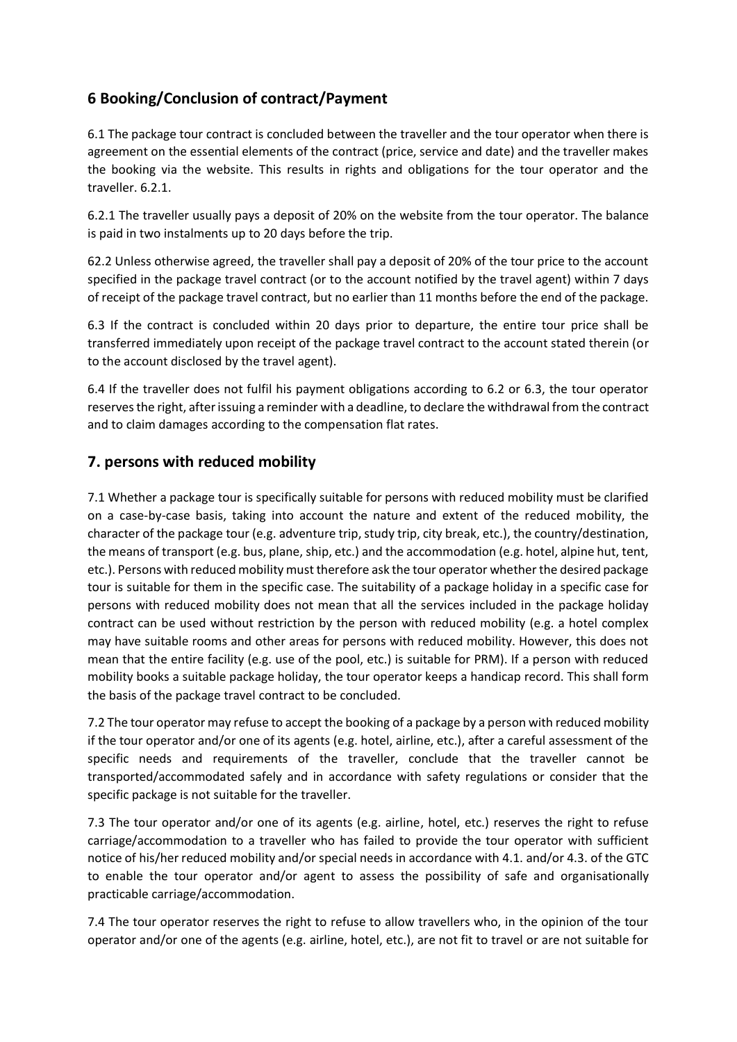## 6 Booking/Conclusion of contract/Payment

6.1 The package tour contract is concluded between the traveller and the tour operator when there is agreement on the essential elements of the contract (price, service and date) and the traveller makes the booking via the website. This results in rights and obligations for the tour operator and the traveller. 6.2.1.

6.2.1 The traveller usually pays a deposit of 20% on the website from the tour operator. The balance is paid in two instalments up to 20 days before the trip.

62.2 Unless otherwise agreed, the traveller shall pay a deposit of 20% of the tour price to the account specified in the package travel contract (or to the account notified by the travel agent) within 7 days of receipt of the package travel contract, but no earlier than 11 months before the end of the package.

6.3 If the contract is concluded within 20 days prior to departure, the entire tour price shall be transferred immediately upon receipt of the package travel contract to the account stated therein (or to the account disclosed by the travel agent).

6.4 If the traveller does not fulfil his payment obligations according to 6.2 or 6.3, the tour operator reserves the right, after issuing a reminder with a deadline, to declare the withdrawal from the contract and to claim damages according to the compensation flat rates.

## 7. persons with reduced mobility

7.1 Whether a package tour is specifically suitable for persons with reduced mobility must be clarified on a case-by-case basis, taking into account the nature and extent of the reduced mobility, the character of the package tour (e.g. adventure trip, study trip, city break, etc.), the country/destination, the means of transport (e.g. bus, plane, ship, etc.) and the accommodation (e.g. hotel, alpine hut, tent, etc.). Persons with reduced mobility must therefore ask the tour operator whether the desired package tour is suitable for them in the specific case. The suitability of a package holiday in a specific case for persons with reduced mobility does not mean that all the services included in the package holiday contract can be used without restriction by the person with reduced mobility (e.g. a hotel complex may have suitable rooms and other areas for persons with reduced mobility. However, this does not mean that the entire facility (e.g. use of the pool, etc.) is suitable for PRM). If a person with reduced mobility books a suitable package holiday, the tour operator keeps a handicap record. This shall form the basis of the package travel contract to be concluded.

7.2 The tour operator may refuse to accept the booking of a package by a person with reduced mobility if the tour operator and/or one of its agents (e.g. hotel, airline, etc.), after a careful assessment of the specific needs and requirements of the traveller, conclude that the traveller cannot be transported/accommodated safely and in accordance with safety regulations or consider that the specific package is not suitable for the traveller.

7.3 The tour operator and/or one of its agents (e.g. airline, hotel, etc.) reserves the right to refuse carriage/accommodation to a traveller who has failed to provide the tour operator with sufficient notice of his/her reduced mobility and/or special needs in accordance with 4.1. and/or 4.3. of the GTC to enable the tour operator and/or agent to assess the possibility of safe and organisationally practicable carriage/accommodation.

7.4 The tour operator reserves the right to refuse to allow travellers who, in the opinion of the tour operator and/or one of the agents (e.g. airline, hotel, etc.), are not fit to travel or are not suitable for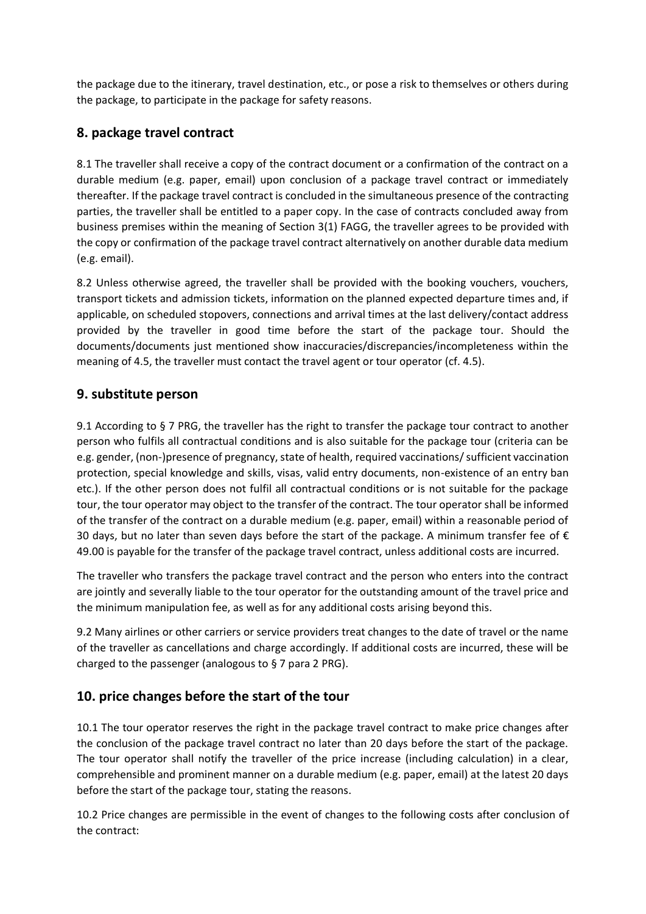the package due to the itinerary, travel destination, etc., or pose a risk to themselves or others during the package, to participate in the package for safety reasons.

## 8. package travel contract

8.1 The traveller shall receive a copy of the contract document or a confirmation of the contract on a durable medium (e.g. paper, email) upon conclusion of a package travel contract or immediately thereafter. If the package travel contract is concluded in the simultaneous presence of the contracting parties, the traveller shall be entitled to a paper copy. In the case of contracts concluded away from business premises within the meaning of Section 3(1) FAGG, the traveller agrees to be provided with the copy or confirmation of the package travel contract alternatively on another durable data medium (e.g. email).

8.2 Unless otherwise agreed, the traveller shall be provided with the booking vouchers, vouchers, transport tickets and admission tickets, information on the planned expected departure times and, if applicable, on scheduled stopovers, connections and arrival times at the last delivery/contact address provided by the traveller in good time before the start of the package tour. Should the documents/documents just mentioned show inaccuracies/discrepancies/incompleteness within the meaning of 4.5, the traveller must contact the travel agent or tour operator (cf. 4.5).

## 9. substitute person

9.1 According to § 7 PRG, the traveller has the right to transfer the package tour contract to another person who fulfils all contractual conditions and is also suitable for the package tour (criteria can be e.g. gender, (non-)presence of pregnancy, state of health, required vaccinations/ sufficient vaccination protection, special knowledge and skills, visas, valid entry documents, non-existence of an entry ban etc.). If the other person does not fulfil all contractual conditions or is not suitable for the package tour, the tour operator may object to the transfer of the contract. The tour operator shall be informed of the transfer of the contract on a durable medium (e.g. paper, email) within a reasonable period of 30 days, but no later than seven days before the start of the package. A minimum transfer fee of € 49.00 is payable for the transfer of the package travel contract, unless additional costs are incurred.

The traveller who transfers the package travel contract and the person who enters into the contract are jointly and severally liable to the tour operator for the outstanding amount of the travel price and the minimum manipulation fee, as well as for any additional costs arising beyond this.

9.2 Many airlines or other carriers or service providers treat changes to the date of travel or the name of the traveller as cancellations and charge accordingly. If additional costs are incurred, these will be charged to the passenger (analogous to § 7 para 2 PRG).

## 10. price changes before the start of the tour

10.1 The tour operator reserves the right in the package travel contract to make price changes after the conclusion of the package travel contract no later than 20 days before the start of the package. The tour operator shall notify the traveller of the price increase (including calculation) in a clear, comprehensible and prominent manner on a durable medium (e.g. paper, email) at the latest 20 days before the start of the package tour, stating the reasons.

10.2 Price changes are permissible in the event of changes to the following costs after conclusion of the contract: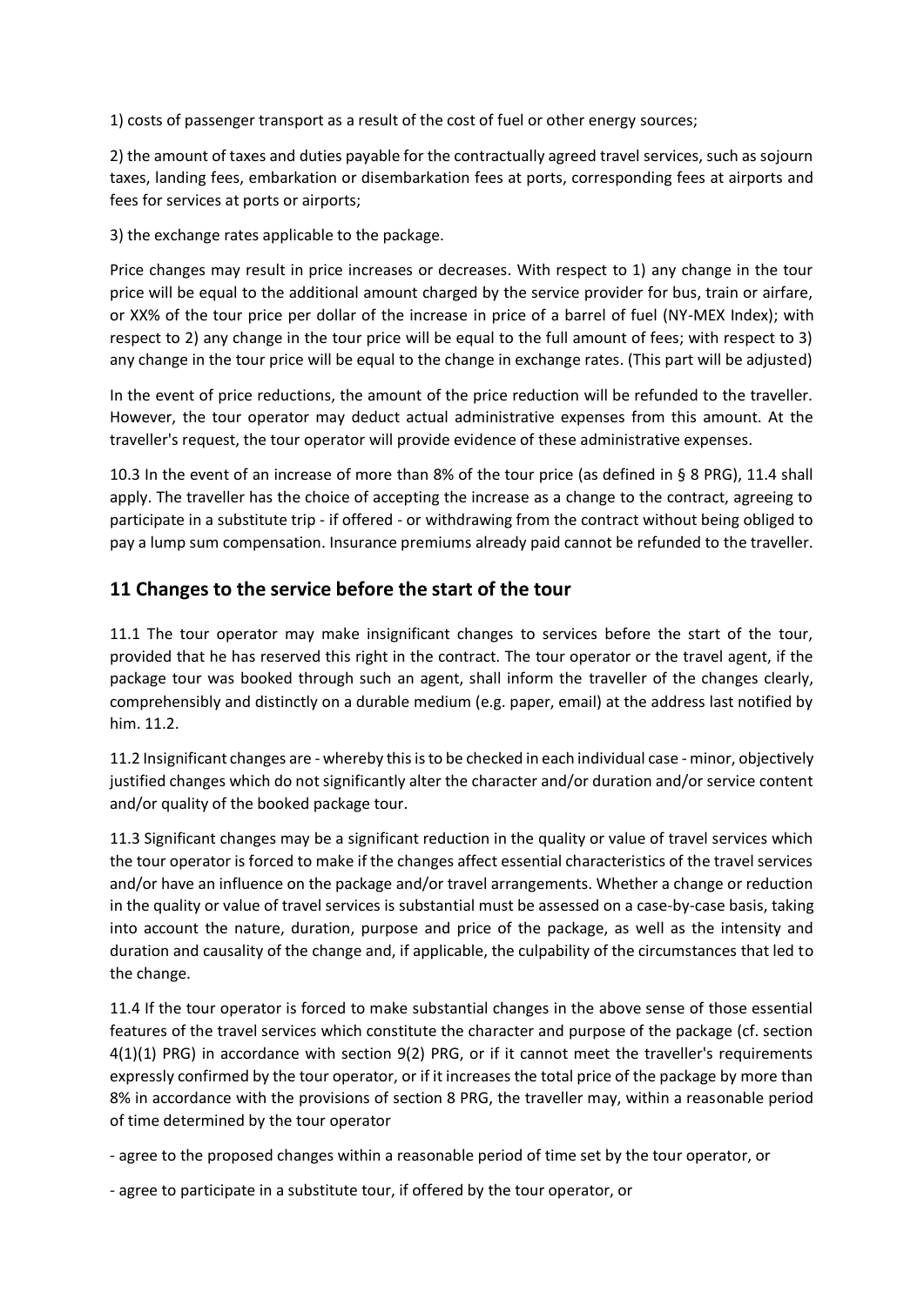1) costs of passenger transport as a result of the cost of fuel or other energy sources;

2) the amount of taxes and duties payable for the contractually agreed travel services, such as sojourn taxes, landing fees, embarkation or disembarkation fees at ports, corresponding fees at airports and fees for services at ports or airports;

3) the exchange rates applicable to the package.

Price changes may result in price increases or decreases. With respect to 1) any change in the tour price will be equal to the additional amount charged by the service provider for bus, train or airfare, or XX% of the tour price per dollar of the increase in price of a barrel of fuel (NY-MEX Index); with respect to 2) any change in the tour price will be equal to the full amount of fees; with respect to 3) any change in the tour price will be equal to the change in exchange rates. (This part will be adjusted)

In the event of price reductions, the amount of the price reduction will be refunded to the traveller. However, the tour operator may deduct actual administrative expenses from this amount. At the traveller's request, the tour operator will provide evidence of these administrative expenses.

10.3 In the event of an increase of more than 8% of the tour price (as defined in § 8 PRG), 11.4 shall apply. The traveller has the choice of accepting the increase as a change to the contract, agreeing to participate in a substitute trip - if offered - or withdrawing from the contract without being obliged to pay a lump sum compensation. Insurance premiums already paid cannot be refunded to the traveller.

## 11 Changes to the service before the start of the tour

11.1 The tour operator may make insignificant changes to services before the start of the tour, provided that he has reserved this right in the contract. The tour operator or the travel agent, if the package tour was booked through such an agent, shall inform the traveller of the changes clearly, comprehensibly and distinctly on a durable medium (e.g. paper, email) at the address last notified by him. 11.2.

11.2 Insignificant changes are - whereby this is to be checked in each individual case - minor, objectively justified changes which do not significantly alter the character and/or duration and/or service content and/or quality of the booked package tour.

11.3 Significant changes may be a significant reduction in the quality or value of travel services which the tour operator is forced to make if the changes affect essential characteristics of the travel services and/or have an influence on the package and/or travel arrangements. Whether a change or reduction in the quality or value of travel services is substantial must be assessed on a case-by-case basis, taking into account the nature, duration, purpose and price of the package, as well as the intensity and duration and causality of the change and, if applicable, the culpability of the circumstances that led to the change.

11.4 If the tour operator is forced to make substantial changes in the above sense of those essential features of the travel services which constitute the character and purpose of the package (cf. section 4(1)(1) PRG) in accordance with section 9(2) PRG, or if it cannot meet the traveller's requirements expressly confirmed by the tour operator, or if it increases the total price of the package by more than 8% in accordance with the provisions of section 8 PRG, the traveller may, within a reasonable period of time determined by the tour operator

- agree to the proposed changes within a reasonable period of time set by the tour operator, or
- agree to participate in a substitute tour, if offered by the tour operator, or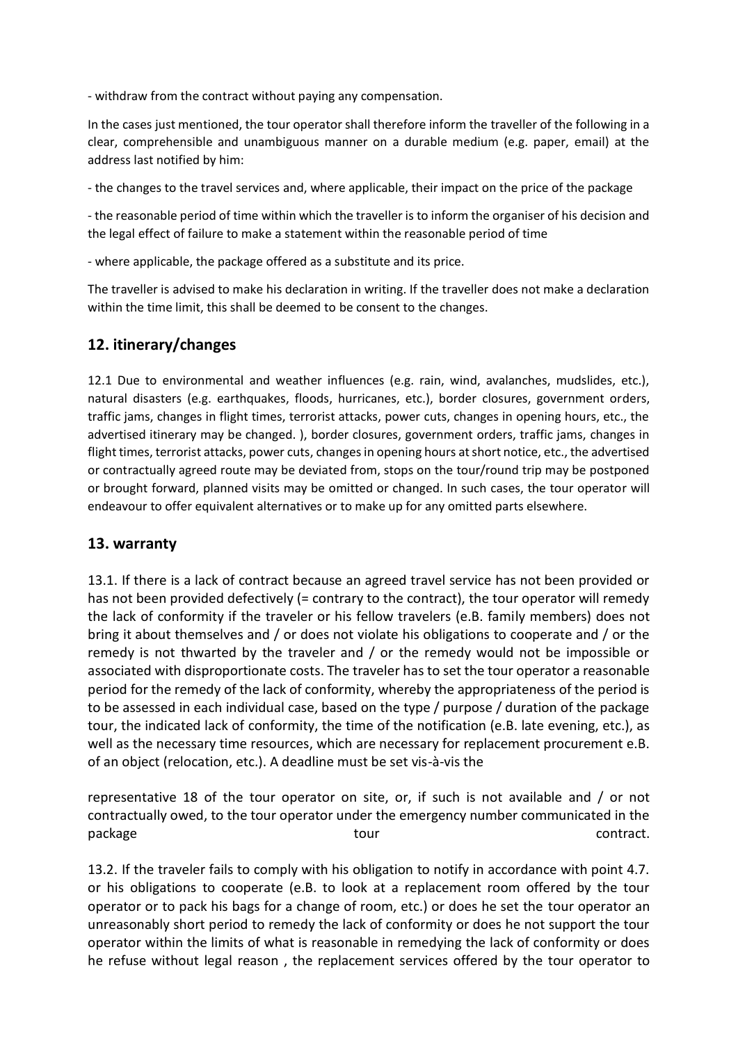- withdraw from the contract without paying any compensation.

In the cases just mentioned, the tour operator shall therefore inform the traveller of the following in a clear, comprehensible and unambiguous manner on a durable medium (e.g. paper, email) at the address last notified by him:

- the changes to the travel services and, where applicable, their impact on the price of the package

- the reasonable period of time within which the traveller is to inform the organiser of his decision and the legal effect of failure to make a statement within the reasonable period of time

- where applicable, the package offered as a substitute and its price.

The traveller is advised to make his declaration in writing. If the traveller does not make a declaration within the time limit, this shall be deemed to be consent to the changes.

## 12. itinerary/changes

12.1 Due to environmental and weather influences (e.g. rain, wind, avalanches, mudslides, etc.), natural disasters (e.g. earthquakes, floods, hurricanes, etc.), border closures, government orders, traffic jams, changes in flight times, terrorist attacks, power cuts, changes in opening hours, etc., the advertised itinerary may be changed. ), border closures, government orders, traffic jams, changes in flight times, terrorist attacks, power cuts, changes in opening hours at short notice, etc., the advertised or contractually agreed route may be deviated from, stops on the tour/round trip may be postponed or brought forward, planned visits may be omitted or changed. In such cases, the tour operator will endeavour to offer equivalent alternatives or to make up for any omitted parts elsewhere.

## 13. warranty

13.1. If there is a lack of contract because an agreed travel service has not been provided or has not been provided defectively (= contrary to the contract), the tour operator will remedy the lack of conformity if the traveler or his fellow travelers (e.B. family members) does not bring it about themselves and / or does not violate his obligations to cooperate and / or the remedy is not thwarted by the traveler and / or the remedy would not be impossible or associated with disproportionate costs. The traveler has to set the tour operator a reasonable period for the remedy of the lack of conformity, whereby the appropriateness of the period is to be assessed in each individual case, based on the type / purpose / duration of the package tour, the indicated lack of conformity, the time of the notification (e.B. late evening, etc.), as well as the necessary time resources, which are necessary for replacement procurement e.B. of an object (relocation, etc.). A deadline must be set vis-à-vis the

representative 18 of the tour operator on site, or, if such is not available and / or not contractually owed, to the tour operator under the emergency number communicated in the package tour contract.

13.2. If the traveler fails to comply with his obligation to notify in accordance with point 4.7. or his obligations to cooperate (e.B. to look at a replacement room offered by the tour operator or to pack his bags for a change of room, etc.) or does he set the tour operator an unreasonably short period to remedy the lack of conformity or does he not support the tour operator within the limits of what is reasonable in remedying the lack of conformity or does he refuse without legal reason , the replacement services offered by the tour operator to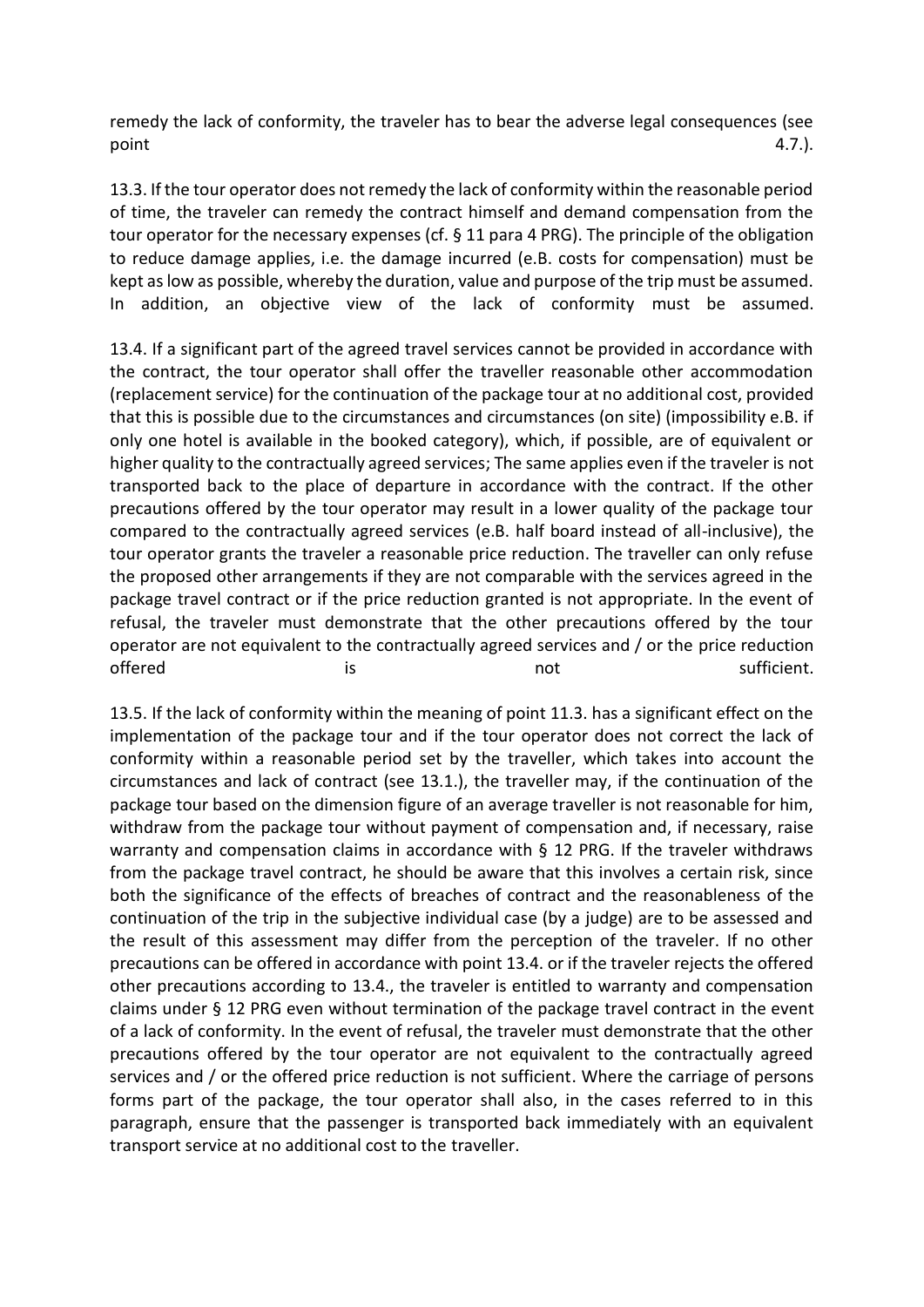remedy the lack of conformity, the traveler has to bear the adverse legal consequences (see point 4.7.).

13.3. If the tour operator does not remedy the lack of conformity within the reasonable period of time, the traveler can remedy the contract himself and demand compensation from the tour operator for the necessary expenses (cf. § 11 para 4 PRG). The principle of the obligation to reduce damage applies, i.e. the damage incurred (e.B. costs for compensation) must be kept as low as possible, whereby the duration, value and purpose of the trip must be assumed. In addition, an objective view of the lack of conformity must be assumed.

13.4. If a significant part of the agreed travel services cannot be provided in accordance with the contract, the tour operator shall offer the traveller reasonable other accommodation (replacement service) for the continuation of the package tour at no additional cost, provided that this is possible due to the circumstances and circumstances (on site) (impossibility e.B. if only one hotel is available in the booked category), which, if possible, are of equivalent or higher quality to the contractually agreed services; The same applies even if the traveler is not transported back to the place of departure in accordance with the contract. If the other precautions offered by the tour operator may result in a lower quality of the package tour compared to the contractually agreed services (e.B. half board instead of all-inclusive), the tour operator grants the traveler a reasonable price reduction. The traveller can only refuse the proposed other arrangements if they are not comparable with the services agreed in the package travel contract or if the price reduction granted is not appropriate. In the event of refusal, the traveler must demonstrate that the other precautions offered by the tour operator are not equivalent to the contractually agreed services and / or the price reduction offered is not sufficient.

13.5. If the lack of conformity within the meaning of point 11.3. has a significant effect on the implementation of the package tour and if the tour operator does not correct the lack of conformity within a reasonable period set by the traveller, which takes into account the circumstances and lack of contract (see 13.1.), the traveller may, if the continuation of the package tour based on the dimension figure of an average traveller is not reasonable for him, withdraw from the package tour without payment of compensation and, if necessary, raise warranty and compensation claims in accordance with § 12 PRG. If the traveler withdraws from the package travel contract, he should be aware that this involves a certain risk, since both the significance of the effects of breaches of contract and the reasonableness of the continuation of the trip in the subjective individual case (by a judge) are to be assessed and the result of this assessment may differ from the perception of the traveler. If no other precautions can be offered in accordance with point 13.4. or if the traveler rejects the offered other precautions according to 13.4., the traveler is entitled to warranty and compensation claims under § 12 PRG even without termination of the package travel contract in the event of a lack of conformity. In the event of refusal, the traveler must demonstrate that the other precautions offered by the tour operator are not equivalent to the contractually agreed services and / or the offered price reduction is not sufficient. Where the carriage of persons forms part of the package, the tour operator shall also, in the cases referred to in this paragraph, ensure that the passenger is transported back immediately with an equivalent transport service at no additional cost to the traveller.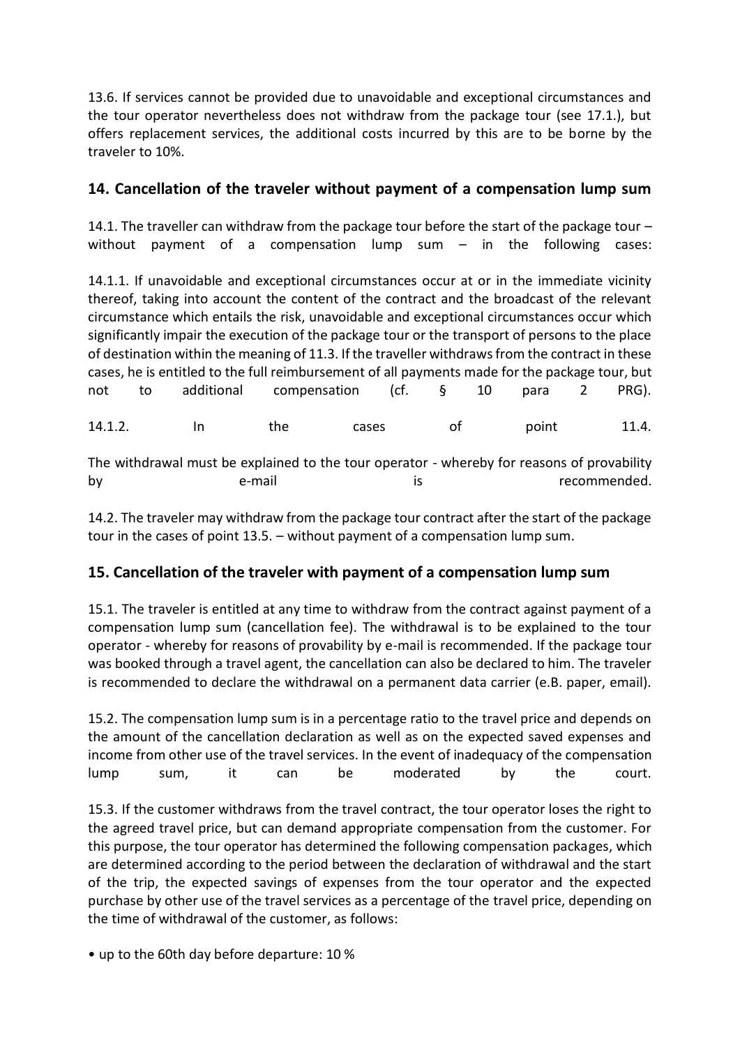13.6. If services cannot be provided due to unavoidable and exceptional circumstances and the tour operator nevertheless does not withdraw from the package tour (see 17.1.), but offers replacement services, the additional costs incurred by this are to be borne by the traveler to 10%.

## 14. Cancellation of the traveler without payment of a compensation lump sum

14.1. The traveller can withdraw from the package tour before the start of the package tour – without payment of a compensation lump sum – in the following cases:

14.1.1. If unavoidable and exceptional circumstances occur at or in the immediate vicinity thereof, taking into account the content of the contract and the broadcast of the relevant circumstance which entails the risk, unavoidable and exceptional circumstances occur which significantly impair the execution of the package tour or the transport of persons to the place of destination within the meaning of 11.3. If the traveller withdraws from the contract in these cases, he is entitled to the full reimbursement of all payments made for the package tour, but not to additional compensation (cf. § 10 para 2 PRG).

14.1.2. In the cases of point 11.4.

The withdrawal must be explained to the tour operator - whereby for reasons of provability by e-mail is recommended.

14.2. The traveler may withdraw from the package tour contract after the start of the package tour in the cases of point 13.5. – without payment of a compensation lump sum.

## 15. Cancellation of the traveler with payment of a compensation lump sum

15.1. The traveler is entitled at any time to withdraw from the contract against payment of a compensation lump sum (cancellation fee). The withdrawal is to be explained to the tour operator - whereby for reasons of provability by e-mail is recommended. If the package tour was booked through a travel agent, the cancellation can also be declared to him. The traveler is recommended to declare the withdrawal on a permanent data carrier (e.B. paper, email).

15.2. The compensation lump sum is in a percentage ratio to the travel price and depends on the amount of the cancellation declaration as well as on the expected saved expenses and income from other use of the travel services. In the event of inadequacy of the compensation lump sum, it can be moderated by the court.

15.3. If the customer withdraws from the travel contract, the tour operator loses the right to the agreed travel price, but can demand appropriate compensation from the customer. For this purpose, the tour operator has determined the following compensation packages, which are determined according to the period between the declaration of withdrawal and the start of the trip, the expected savings of expenses from the tour operator and the expected purchase by other use of the travel services as a percentage of the travel price, depending on the time of withdrawal of the customer, as follows:

- up to the 60th day before departure: 10 %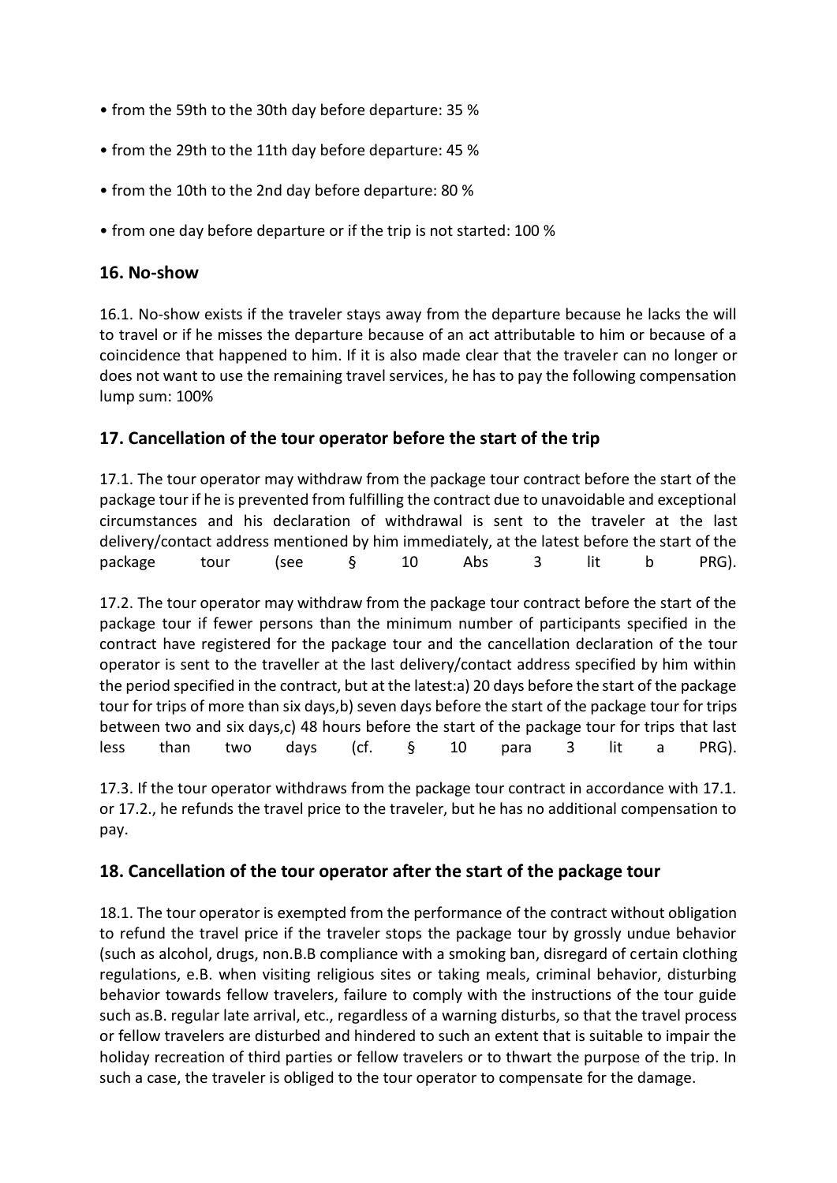- from the 59th to the 30th day before departure: 35 %
- from the 29th to the 11th day before departure: 45 %
- from the 10th to the 2nd day before departure: 80 %
- from one day before departure or if the trip is not started: 100 %

## 16. No-show

16.1. No-show exists if the traveler stays away from the departure because he lacks the will to travel or if he misses the departure because of an act attributable to him or because of a coincidence that happened to him. If it is also made clear that the traveler can no longer or does not want to use the remaining travel services, he has to pay the following compensation lump sum: 100%

## 17. Cancellation of the tour operator before the start of the trip

17.1. The tour operator may withdraw from the package tour contract before the start of the package tour if he is prevented from fulfilling the contract due to unavoidable and exceptional circumstances and his declaration of withdrawal is sent to the traveler at the last delivery/contact address mentioned by him immediately, at the latest before the start of the package tour (see § 10 Abs 3 lit b PRG).

17.2. The tour operator may withdraw from the package tour contract before the start of the package tour if fewer persons than the minimum number of participants specified in the contract have registered for the package tour and the cancellation declaration of the tour operator is sent to the traveller at the last delivery/contact address specified by him within the period specified in the contract, but at the latest:a) 20 days before the start of the package tour for trips of more than six days,b) seven days before the start of the package tour for trips between two and six days,c) 48 hours before the start of the package tour for trips that last less than two days (cf. § 10 para 3 lit a PRG).

17.3. If the tour operator withdraws from the package tour contract in accordance with 17.1. or 17.2., he refunds the travel price to the traveler, but he has no additional compensation to pay.

## 18. Cancellation of the tour operator after the start of the package tour

18.1. The tour operator is exempted from the performance of the contract without obligation to refund the travel price if the traveler stops the package tour by grossly undue behavior (such as alcohol, drugs, non.B.B compliance with a smoking ban, disregard of certain clothing regulations, e.B. when visiting religious sites or taking meals, criminal behavior, disturbing behavior towards fellow travelers, failure to comply with the instructions of the tour guide such as.B. regular late arrival, etc., regardless of a warning disturbs, so that the travel process or fellow travelers are disturbed and hindered to such an extent that is suitable to impair the holiday recreation of third parties or fellow travelers or to thwart the purpose of the trip. In such a case, the traveler is obliged to the tour operator to compensate for the damage.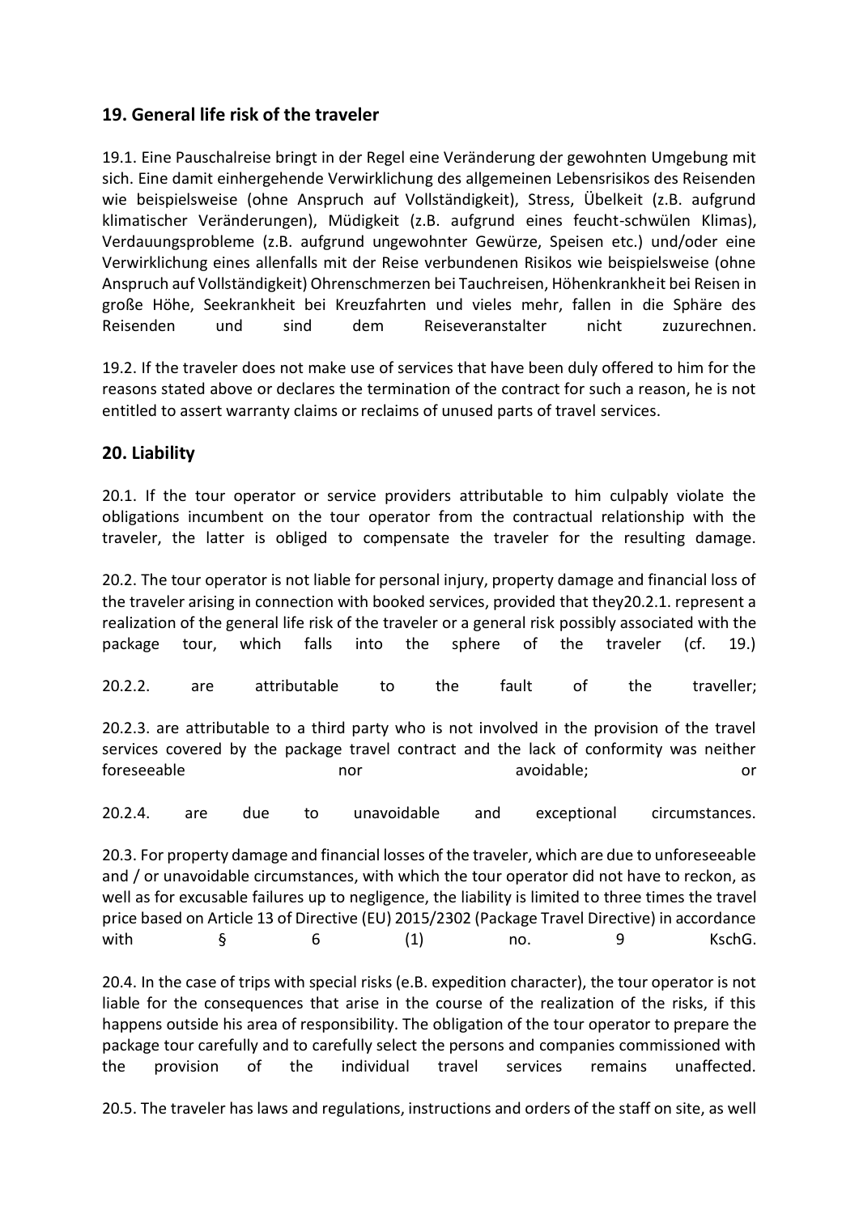## 19. General life risk of the traveler

19.1. Eine Pauschalreise bringt in der Regel eine Veränderung der gewohnten Umgebung mit sich. Eine damit einhergehende Verwirklichung des allgemeinen Lebensrisikos des Reisenden wie beispielsweise (ohne Anspruch auf Vollständigkeit), Stress, Übelkeit (z.B. aufgrund klimatischer Veränderungen), Müdigkeit (z.B. aufgrund eines feucht-schwülen Klimas), Verdauungsprobleme (z.B. aufgrund ungewohnter Gewürze, Speisen etc.) und/oder eine Verwirklichung eines allenfalls mit der Reise verbundenen Risikos wie beispielsweise (ohne Anspruch auf Vollständigkeit) Ohrenschmerzen bei Tauchreisen, Höhenkrankheit bei Reisen in große Höhe, Seekrankheit bei Kreuzfahrten und vieles mehr, fallen in die Sphäre des Reisenden und sind dem Reiseveranstalter nicht zuzurechnen.

19.2. If the traveler does not make use of services that have been duly offered to him for the reasons stated above or declares the termination of the contract for such a reason, he is not entitled to assert warranty claims or reclaims of unused parts of travel services.

## 20. Liability

20.1. If the tour operator or service providers attributable to him culpably violate the obligations incumbent on the tour operator from the contractual relationship with the traveler, the latter is obliged to compensate the traveler for the resulting damage.

20.2. The tour operator is not liable for personal injury, property damage and financial loss of the traveler arising in connection with booked services, provided that they20.2.1. represent a realization of the general life risk of the traveler or a general risk possibly associated with the package tour, which falls into the sphere of the traveler (cf. 19.)

20.2.2. are attributable to the fault of the traveller;

20.2.3. are attributable to a third party who is not involved in the provision of the travel services covered by the package travel contract and the lack of conformity was neither foreseeable nor avoidable; or

20.2.4. are due to unavoidable and exceptional circumstances.

20.3. For property damage and financial losses of the traveler, which are due to unforeseeable and / or unavoidable circumstances, with which the tour operator did not have to reckon, as well as for excusable failures up to negligence, the liability is limited to three times the travel price based on Article 13 of Directive (EU) 2015/2302 (Package Travel Directive) in accordance with § 6 (1) no. 9 KschG.

20.4. In the case of trips with special risks (e.B. expedition character), the tour operator is not liable for the consequences that arise in the course of the realization of the risks, if this happens outside his area of responsibility. The obligation of the tour operator to prepare the package tour carefully and to carefully select the persons and companies commissioned with the provision of the individual travel services remains unaffected.

20.5. The traveler has laws and regulations, instructions and orders of the staff on site, as well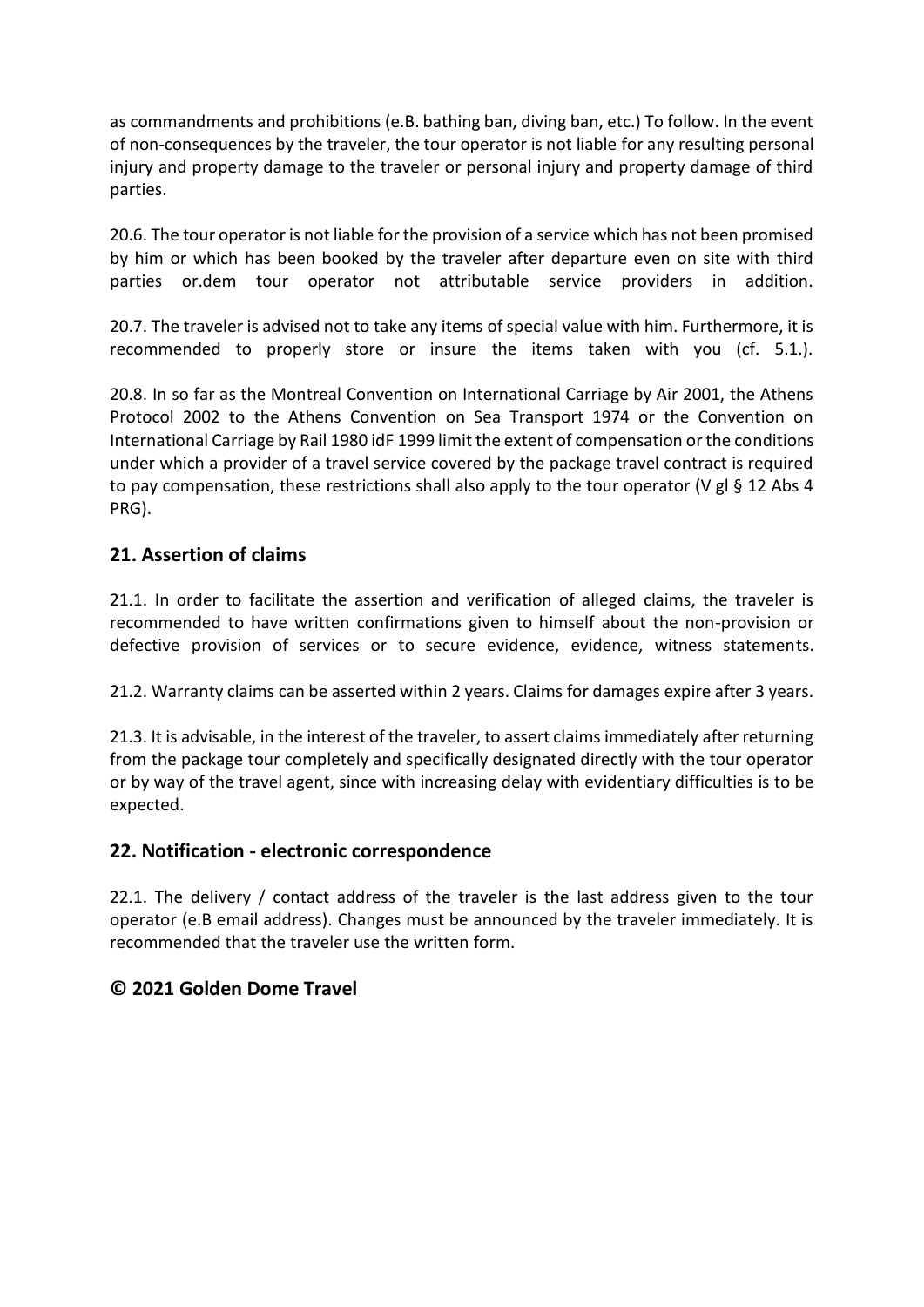as commandments and prohibitions (e.B. bathing ban, diving ban, etc.) To follow. In the event of non-consequences by the traveler, the tour operator is not liable for any resulting personal injury and property damage to the traveler or personal injury and property damage of third parties.

20.6. The tour operator is not liable for the provision of a service which has not been promised by him or which has been booked by the traveler after departure even on site with third parties or.dem tour operator not attributable service providers in addition.

20.7. The traveler is advised not to take any items of special value with him. Furthermore, it is recommended to properly store or insure the items taken with you (cf. 5.1.).

20.8. In so far as the Montreal Convention on International Carriage by Air 2001, the Athens Protocol 2002 to the Athens Convention on Sea Transport 1974 or the Convention on International Carriage by Rail 1980 idF 1999 limit the extent of compensation or the conditions under which a provider of a travel service covered by the package travel contract is required to pay compensation, these restrictions shall also apply to the tour operator (V gl § 12 Abs 4 PRG).

## 21. Assertion of claims

21.1. In order to facilitate the assertion and verification of alleged claims, the traveler is recommended to have written confirmations given to himself about the non-provision or defective provision of services or to secure evidence, evidence, witness statements.

21.2. Warranty claims can be asserted within 2 years. Claims for damages expire after 3 years.

21.3. It is advisable, in the interest of the traveler, to assert claims immediately after returning from the package tour completely and specifically designated directly with the tour operator or by way of the travel agent, since with increasing delay with evidentiary difficulties is to be expected.

## 22. Notification - electronic correspondence

22.1. The delivery / contact address of the traveler is the last address given to the tour operator (e.B email address). Changes must be announced by the traveler immediately. It is recommended that the traveler use the written form.

## © 2021 Golden Dome Travel